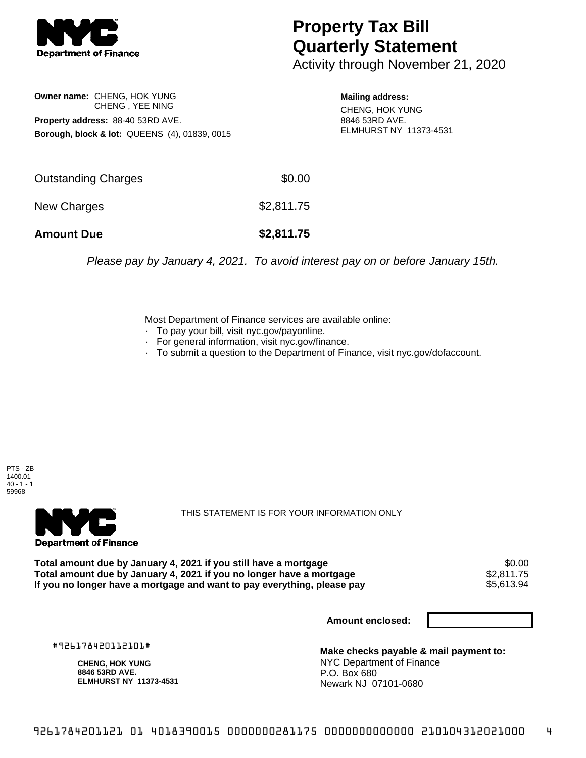# Property Tax Bill Quarterly Statement

Activity through November 21, 2020

**Owner name:** CHENG, HOK YUNG
CHENG , YEE NING

**Property address:** 88-40 53RD AVE.

**Borough, block & lot:** QUEENS (4), 01839, 0015

**Mailing address:**
CHENG, HOK YUNG
8846 53RD AVE.
ELMHURST NY 11373-4531

| | |
|---|---|
| Outstanding Charges | $0.00 |
| New Charges | $2,811.75 |
| **Amount Due** | **$2,811.75** |

*Please pay by January 4, 2021. To avoid interest pay on or before January 15th.*

Most Department of Finance services are available online:

- To pay your bill, visit nyc.gov/payonline.
- For general information, visit nyc.gov/finance.
- To submit a question to the Department of Finance, visit nyc.gov/dofaccount.

PTS - ZB
1400.01
40 - 1 - 1
59968

THIS STATEMENT IS FOR YOUR INFORMATION ONLY

| | |
|---|---|
| **Total amount due by January 4, 2021 if you still have a mortgage** | $0.00 |
| **Total amount due by January 4, 2021 if you no longer have a mortgage** | $2,811.75 |
| **If you no longer have a mortgage and want to pay everything, please pay** | $5,613.94 |

**Amount enclosed:**

#926178420112101#

**CHENG, HOK YUNG**
**8846 53RD AVE.**
**ELMHURST NY 11373-4531**

**Make checks payable & mail payment to:**
NYC Department of Finance
P.O. Box 680
Newark NJ 07101-0680

9261784201121 01 4018390015 0000000281175 0000000000000 210104312021000 4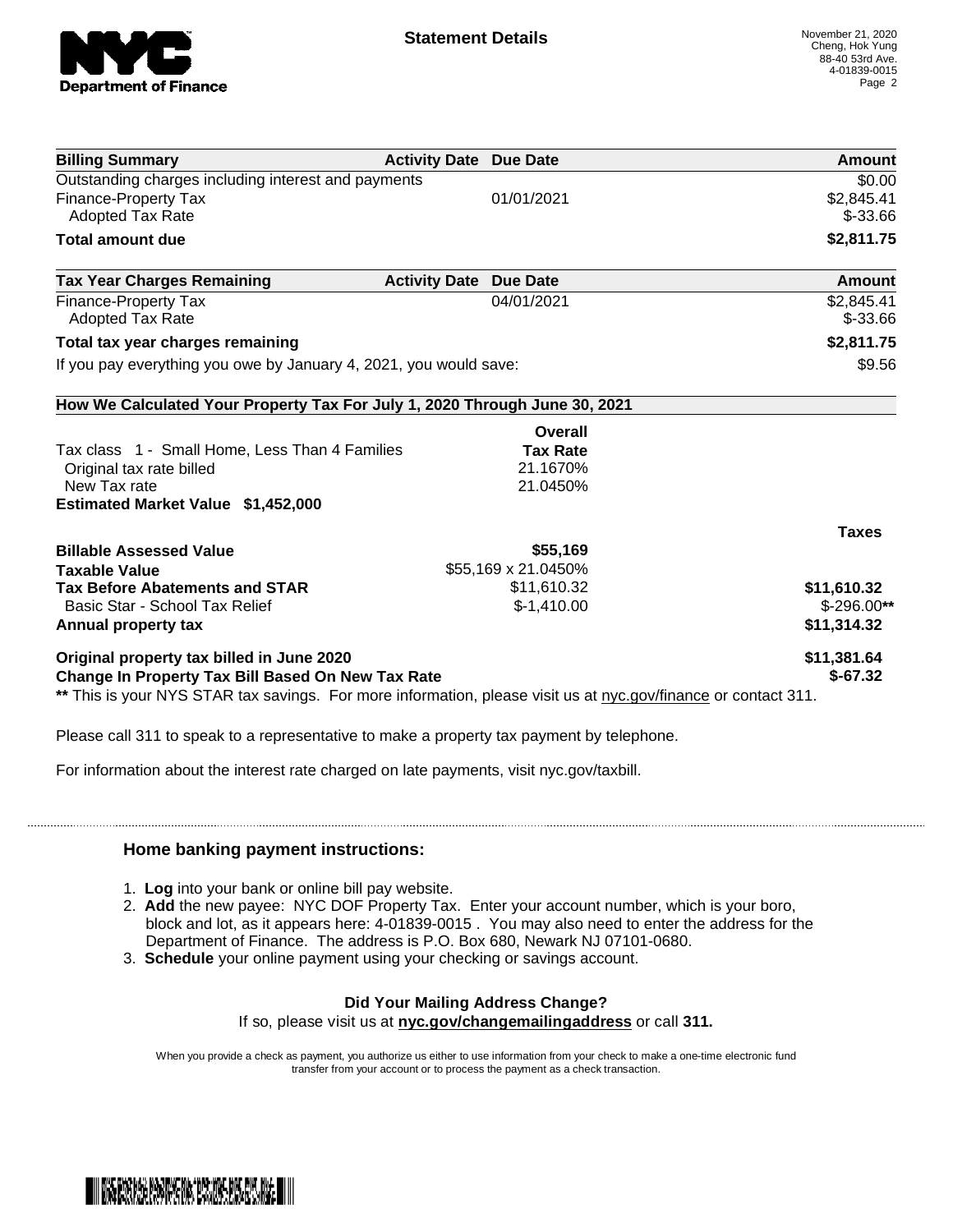**Statement Details**

November 21, 2020
Cheng, Hok Yung
88-40 53rd Ave.
4-01839-0015

| Billing Summary | Activity Date | Due Date | Amount |
| --- | --- | --- | --- |
| Outstanding charges including interest and payments | | | $0.00 |
| Finance-Property Tax | | 01/01/2021 | $2,845.41 |
| Adopted Tax Rate | | | $-33.66 |
| **Total amount due** | | | **$2,811.75** |

| Tax Year Charges Remaining | Activity Date | Due Date | Amount |
| --- | --- | --- | --- |
| Finance-Property Tax | | 04/01/2021 | $2,845.41 |
| Adopted Tax Rate | | | $-33.66 |
| **Total tax year charges remaining** | | | **$2,811.75** |
| If you pay everything you owe by January 4, 2021, you would save: | | | $9.56 |

**How We Calculated Your Property Tax For July 1, 2020 Through June 30, 2021**

| | Overall Tax Rate | Taxes |
| --- | --- | --- |
| Tax class 1 - Small Home, Less Than 4 Families | | |
| Original tax rate billed | 21.1670% | |
| New Tax rate | 21.0450% | |
| **Estimated Market Value $1,452,000** | | |
| **Billable Assessed Value** | **$55,169** | |
| **Taxable Value** | $55,169 x 21.0450% | |
| **Tax Before Abatements and STAR** | $11,610.32 | **$11,610.32** |
| Basic Star - School Tax Relief | $-1,410.00 | $-296.00** |
| **Annual property tax** | | **$11,314.32** |
| **Original property tax billed in June 2020** | | **$11,381.64** |
| **Change In Property Tax Bill Based On New Tax Rate** | | **$-67.32** |

** This is your NYS STAR tax savings. For more information, please visit us at nyc.gov/finance or contact 311.

Please call 311 to speak to a representative to make a property tax payment by telephone.

For information about the interest rate charged on late payments, visit nyc.gov/taxbill.

### Home banking payment instructions:

1. **Log** into your bank or online bill pay website.
2. **Add** the new payee: NYC DOF Property Tax. Enter your account number, which is your boro, block and lot, as it appears here: 4-01839-0015 . You may also need to enter the address for the Department of Finance. The address is P.O. Box 680, Newark NJ 07101-0680.
3. **Schedule** your online payment using your checking or savings account.

**Did Your Mailing Address Change?**

If so, please visit us at **nyc.gov/changemailingaddress** or call **311.**

When you provide a check as payment, you authorize us either to use information from your check to make a one-time electronic fund transfer from your account or to process the payment as a check transaction.